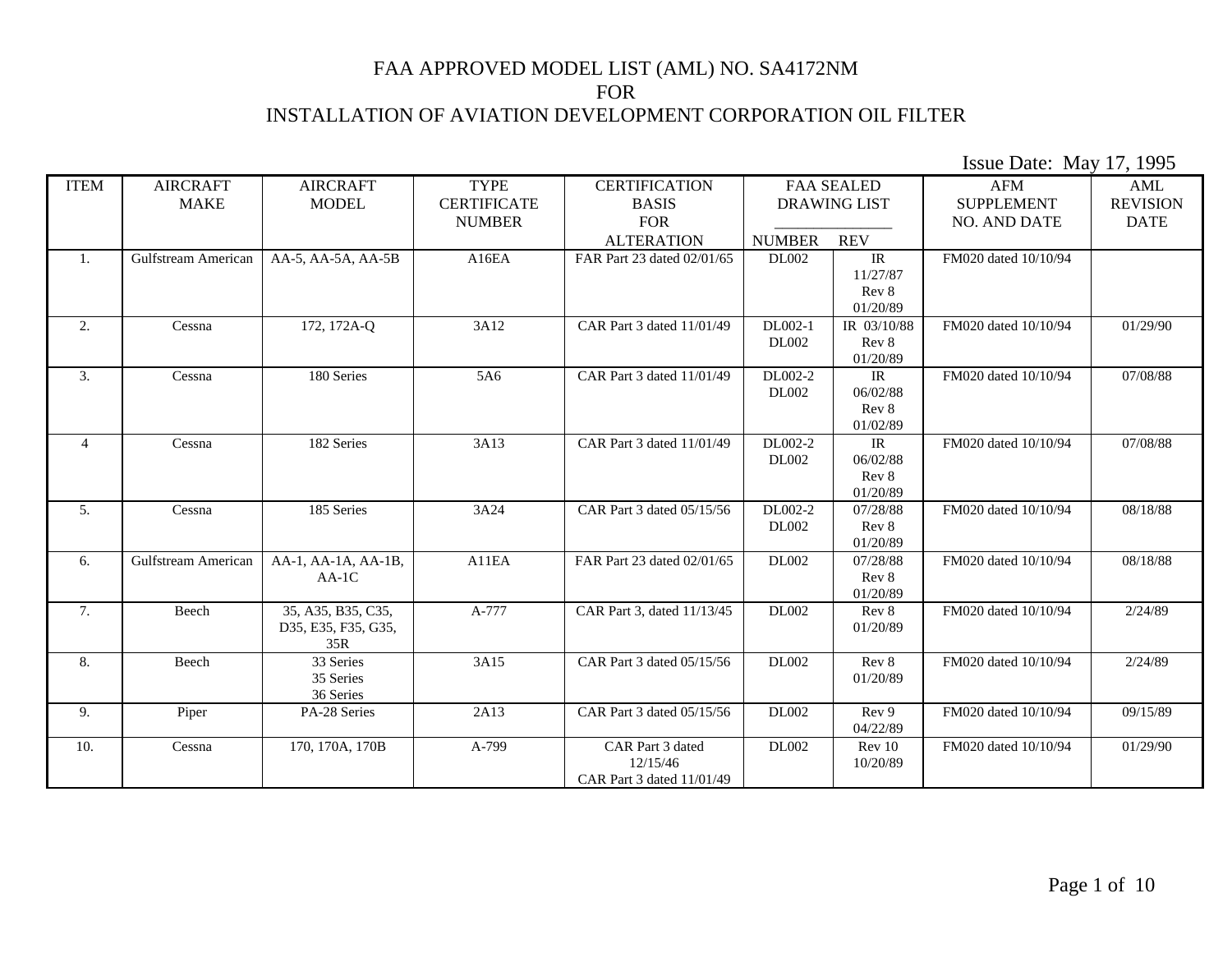# FAA APPROVED MODEL LIST (AML) NO. SA4172NM
# FOR
# INSTALLATION OF AVIATION DEVELOPMENT CORPORATION OIL FILTER

Issue Date: May 17, 1995

| ITEM | AIRCRAFT MAKE | AIRCRAFT MODEL | TYPE CERTIFICATE NUMBER | CERTIFICATION BASIS FOR ALTERATION | FAA SEALED DRAWING LIST | | AFM SUPPLEMENT NO. AND DATE | AML REVISION DATE |
|---|---|---|---|---|---|---|---|---|
| | | | | | NUMBER | REV | | |
| 1. | Gulfstream American | AA-5, AA-5A, AA-5B | A16EA | FAR Part 23 dated 02/01/65 | DL002 | IR 11/27/87 Rev 8 01/20/89 | FM020 dated 10/10/94 | |
| 2. | Cessna | 172, 172A-Q | 3A12 | CAR Part 3 dated 11/01/49 | DL002-1 DL002 | IR 03/10/88 Rev 8 01/20/89 | FM020 dated 10/10/94 | 01/29/90 |
| 3. | Cessna | 180 Series | 5A6 | CAR Part 3 dated 11/01/49 | DL002-2 DL002 | IR 06/02/88 Rev 8 01/02/89 | FM020 dated 10/10/94 | 07/08/88 |
| 4 | Cessna | 182 Series | 3A13 | CAR Part 3 dated 11/01/49 | DL002-2 DL002 | IR 06/02/88 Rev 8 01/20/89 | FM020 dated 10/10/94 | 07/08/88 |
| 5. | Cessna | 185 Series | 3A24 | CAR Part 3 dated 05/15/56 | DL002-2 DL002 | 07/28/88 Rev 8 01/20/89 | FM020 dated 10/10/94 | 08/18/88 |
| 6. | Gulfstream American | AA-1, AA-1A, AA-1B, AA-1C | A11EA | FAR Part 23 dated 02/01/65 | DL002 | 07/28/88 Rev 8 01/20/89 | FM020 dated 10/10/94 | 08/18/88 |
| 7. | Beech | 35, A35, B35, C35, D35, E35, F35, G35, 35R | A-777 | CAR Part 3, dated 11/13/45 | DL002 | Rev 8 01/20/89 | FM020 dated 10/10/94 | 2/24/89 |
| 8. | Beech | 33 Series 35 Series 36 Series | 3A15 | CAR Part 3 dated 05/15/56 | DL002 | Rev 8 01/20/89 | FM020 dated 10/10/94 | 2/24/89 |
| 9. | Piper | PA-28 Series | 2A13 | CAR Part 3 dated 05/15/56 | DL002 | Rev 9 04/22/89 | FM020 dated 10/10/94 | 09/15/89 |
| 10. | Cessna | 170, 170A, 170B | A-799 | CAR Part 3 dated 12/15/46 CAR Part 3 dated 11/01/49 | DL002 | Rev 10 10/20/89 | FM020 dated 10/10/94 | 01/29/90 |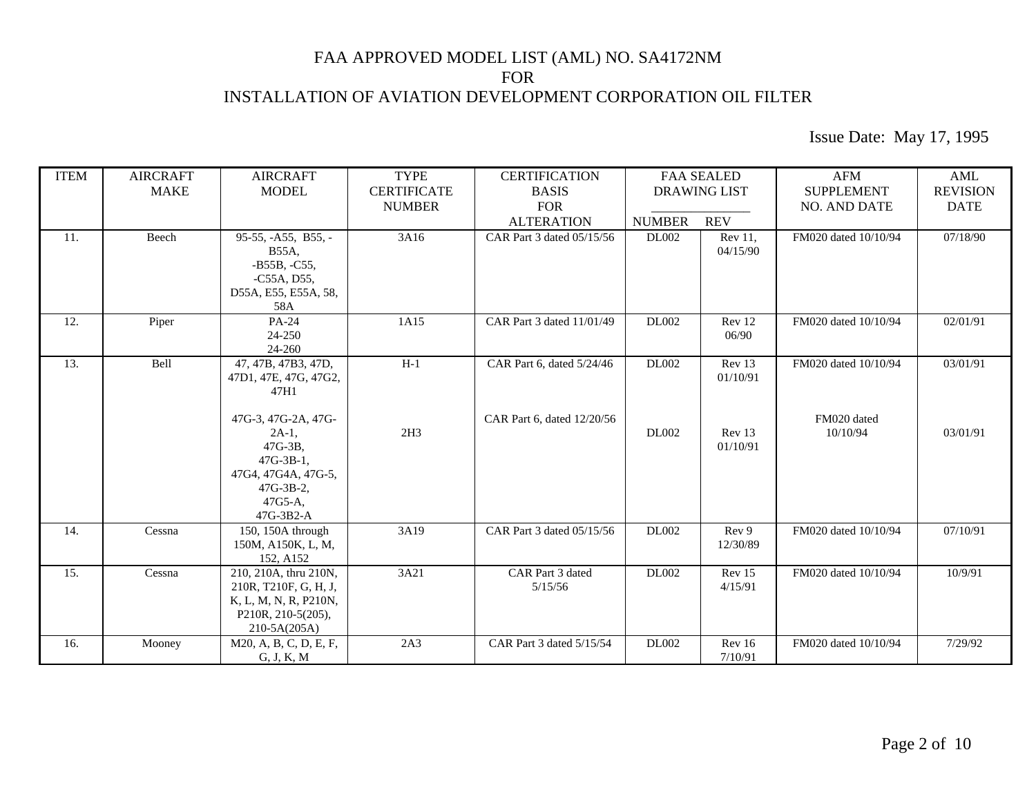# FAA APPROVED MODEL LIST (AML) NO. SA4172NM
# FOR
# INSTALLATION OF AVIATION DEVELOPMENT CORPORATION OIL FILTER

Issue Date: May 17, 1995

| ITEM | AIRCRAFT MAKE | AIRCRAFT MODEL | TYPE CERTIFICATE NUMBER | CERTIFICATION BASIS FOR ALTERATION | FAA SEALED DRAWING LIST | | AFM SUPPLEMENT NO. AND DATE | AML REVISION DATE |
|---|---|---|---|---|---|---|---|---|
| | | | | | NUMBER | REV | | |
| 11. | Beech | 95-55, -A55, B55, -B55A, -B55B, -C55, -C55A, D55, D55A, E55, E55A, 58, 58A | 3A16 | CAR Part 3 dated 05/15/56 | DL002 | Rev 11, 04/15/90 | FM020 dated 10/10/94 | 07/18/90 |
| 12. | Piper | PA-24 24-250 24-260 | 1A15 | CAR Part 3 dated 11/01/49 | DL002 | Rev 12 06/90 | FM020 dated 10/10/94 | 02/01/91 |
| 13. | Bell | 47, 47B, 47B3, 47D, 47D1, 47E, 47G, 47G2, 47H1 | H-1 | CAR Part 6, dated 5/24/46 | DL002 | Rev 13 01/10/91 | FM020 dated 10/10/94 | 03/01/91 |
| | | 47G-3, 47G-2A, 47G-2A-1, 47G-3B, 47G-3B-1, 47G4, 47G4A, 47G-5, 47G-3B-2, 47G5-A, 47G-3B2-A | 2H3 | CAR Part 6, dated 12/20/56 | DL002 | Rev 13 01/10/91 | FM020 dated 10/10/94 | 03/01/91 |
| 14. | Cessna | 150, 150A through 150M, A150K, L, M, 152, A152 | 3A19 | CAR Part 3 dated 05/15/56 | DL002 | Rev 9 12/30/89 | FM020 dated 10/10/94 | 07/10/91 |
| 15. | Cessna | 210, 210A, thru 210N, 210R, T210F, G, H, J, K, L, M, N, R, P210N, P210R, 210-5(205), 210-5A(205A) | 3A21 | CAR Part 3 dated 5/15/56 | DL002 | Rev 15 4/15/91 | FM020 dated 10/10/94 | 10/9/91 |
| 16. | Mooney | M20, A, B, C, D, E, F, G, J, K, M | 2A3 | CAR Part 3 dated 5/15/54 | DL002 | Rev 16 7/10/91 | FM020 dated 10/10/94 | 7/29/92 |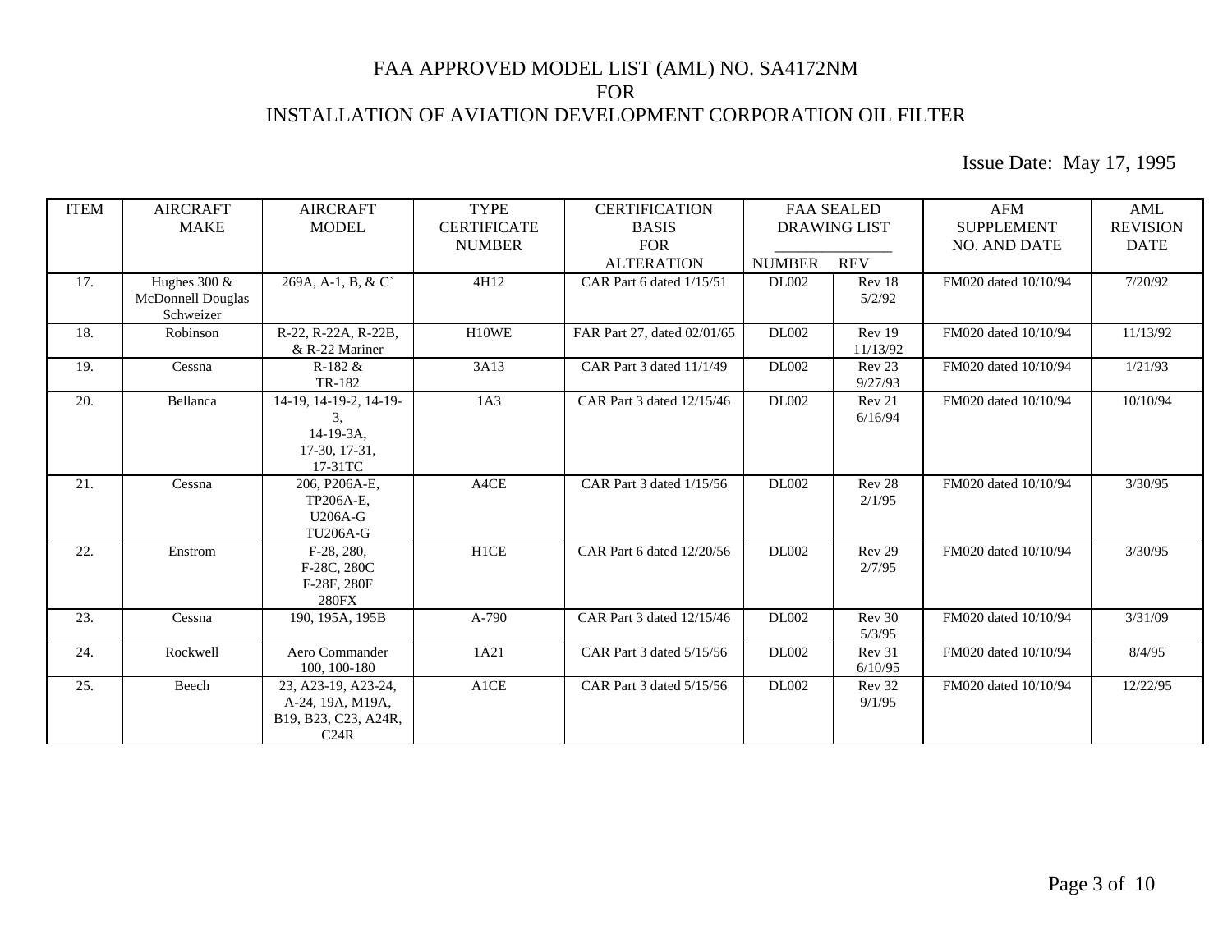# FAA APPROVED MODEL LIST (AML) NO. SA4172NM
# FOR
# INSTALLATION OF AVIATION DEVELOPMENT CORPORATION OIL FILTER

Issue Date: May 17, 1995

| ITEM | AIRCRAFT MAKE | AIRCRAFT MODEL | TYPE CERTIFICATE NUMBER | CERTIFICATION BASIS FOR ALTERATION | FAA SEALED DRAWING LIST | | AFM SUPPLEMENT NO. AND DATE | AML REVISION DATE |
|---|---|---|---|---|---|---|---|---|
| | | | | | NUMBER | REV | | |
| 17. | Hughes 300 & McDonnell Douglas Schweizer | 269A, A-1, B, & C` | 4H12 | CAR Part 6 dated 1/15/51 | DL002 | Rev 18 5/2/92 | FM020 dated 10/10/94 | 7/20/92 |
| 18. | Robinson | R-22, R-22A, R-22B, & R-22 Mariner | H10WE | FAR Part 27, dated 02/01/65 | DL002 | Rev 19 11/13/92 | FM020 dated 10/10/94 | 11/13/92 |
| 19. | Cessna | R-182 & TR-182 | 3A13 | CAR Part 3 dated 11/1/49 | DL002 | Rev 23 9/27/93 | FM020 dated 10/10/94 | 1/21/93 |
| 20. | Bellanca | 14-19, 14-19-2, 14-19-3, 14-19-3A, 17-30, 17-31, 17-31TC | 1A3 | CAR Part 3 dated 12/15/46 | DL002 | Rev 21 6/16/94 | FM020 dated 10/10/94 | 10/10/94 |
| 21. | Cessna | 206, P206A-E, TP206A-E, U206A-G TU206A-G | A4CE | CAR Part 3 dated 1/15/56 | DL002 | Rev 28 2/1/95 | FM020 dated 10/10/94 | 3/30/95 |
| 22. | Enstrom | F-28, 280, F-28C, 280C F-28F, 280F 280FX | H1CE | CAR Part 6 dated 12/20/56 | DL002 | Rev 29 2/7/95 | FM020 dated 10/10/94 | 3/30/95 |
| 23. | Cessna | 190, 195A, 195B | A-790 | CAR Part 3 dated 12/15/46 | DL002 | Rev 30 5/3/95 | FM020 dated 10/10/94 | 3/31/09 |
| 24. | Rockwell | Aero Commander 100, 100-180 | 1A21 | CAR Part 3 dated 5/15/56 | DL002 | Rev 31 6/10/95 | FM020 dated 10/10/94 | 8/4/95 |
| 25. | Beech | 23, A23-19, A23-24, A-24, 19A, M19A, B19, B23, C23, A24R, C24R | A1CE | CAR Part 3 dated 5/15/56 | DL002 | Rev 32 9/1/95 | FM020 dated 10/10/94 | 12/22/95 |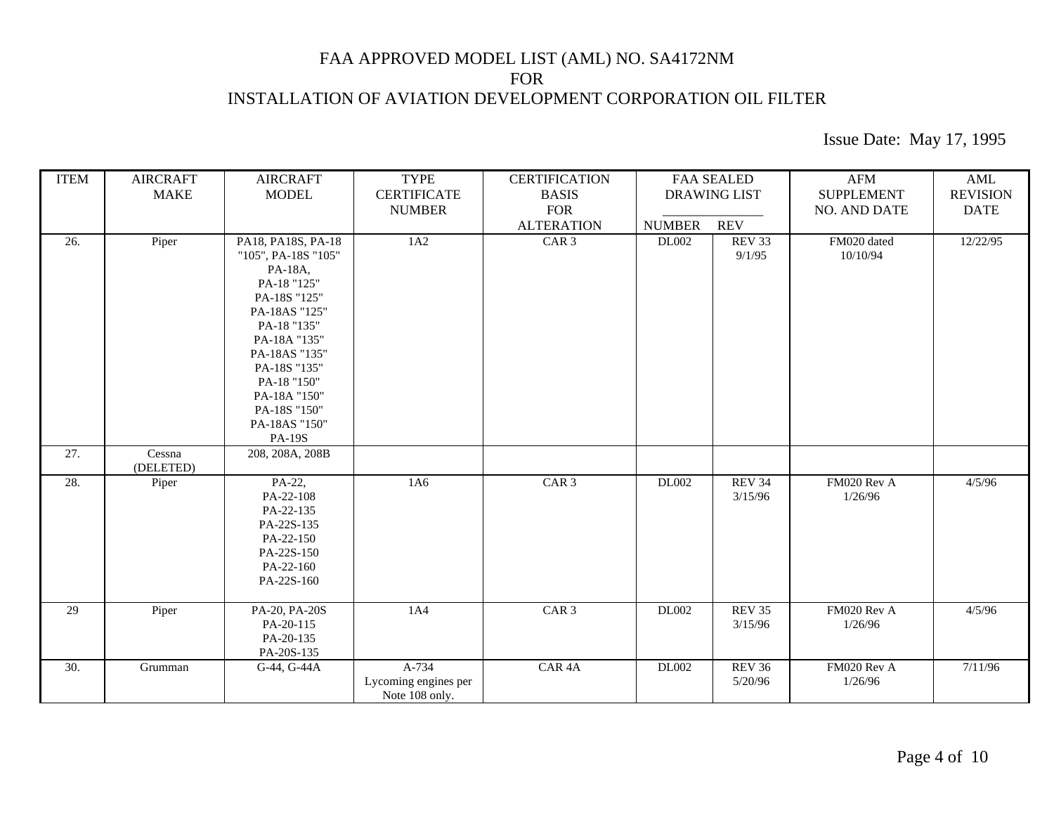# FAA APPROVED MODEL LIST (AML) NO. SA4172NM
# FOR
# INSTALLATION OF AVIATION DEVELOPMENT CORPORATION OIL FILTER

Issue Date: May 17, 1995

| ITEM | AIRCRAFT MAKE | AIRCRAFT MODEL | TYPE CERTIFICATE NUMBER | CERTIFICATION BASIS FOR ALTERATION | FAA SEALED DRAWING LIST | | AFM SUPPLEMENT NO. AND DATE | AML REVISION DATE |
|---|---|---|---|---|---|---|---|---|
| | | | | | NUMBER | REV | | |
| 26. | Piper | PA18, PA18S, PA-18 "105", PA-18S "105" PA-18A, PA-18 "125" PA-18S "125" PA-18AS "125" PA-18 "135" PA-18A "135" PA-18AS "135" PA-18S "135" PA-18 "150" PA-18A "150" PA-18S "150" PA-18AS "150" PA-19S | 1A2 | CAR 3 | DL002 | REV 33 9/1/95 | FM020 dated 10/10/94 | 12/22/95 |
| 27. | Cessna (DELETED) | 208, 208A, 208B | | | | | | |
| 28. | Piper | PA-22, PA-22-108 PA-22-135 PA-22S-135 PA-22-150 PA-22S-150 PA-22-160 PA-22S-160 | 1A6 | CAR 3 | DL002 | REV 34 3/15/96 | FM020 Rev A 1/26/96 | 4/5/96 |
| 29 | Piper | PA-20, PA-20S PA-20-115 PA-20-135 PA-20S-135 | 1A4 | CAR 3 | DL002 | REV 35 3/15/96 | FM020 Rev A 1/26/96 | 4/5/96 |
| 30. | Grumman | G-44, G-44A | A-734 Lycoming engines per Note 108 only. | CAR 4A | DL002 | REV 36 5/20/96 | FM020 Rev A 1/26/96 | 7/11/96 |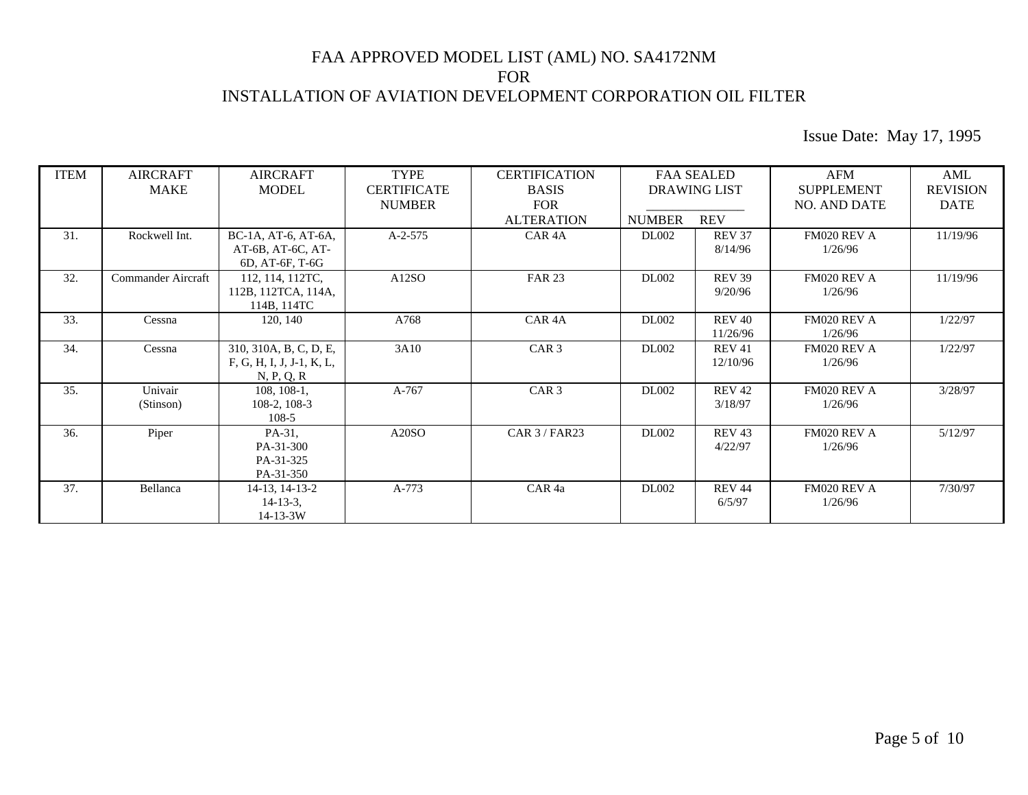# FAA APPROVED MODEL LIST (AML) NO. SA4172NM
# FOR
# INSTALLATION OF AVIATION DEVELOPMENT CORPORATION OIL FILTER

Issue Date: May 17, 1995

| ITEM | AIRCRAFT MAKE | AIRCRAFT MODEL | TYPE CERTIFICATE NUMBER | CERTIFICATION BASIS FOR ALTERATION | FAA SEALED DRAWING LIST | | AFM SUPPLEMENT NO. AND DATE | AML REVISION DATE |
|---|---|---|---|---|---|---|---|---|
| | | | | | NUMBER | REV | | |
| 31. | Rockwell Int. | BC-1A, AT-6, AT-6A, AT-6B, AT-6C, AT-6D, AT-6F, T-6G | A-2-575 | CAR 4A | DL002 | REV 37 8/14/96 | FM020 REV A 1/26/96 | 11/19/96 |
| 32. | Commander Aircraft | 112, 114, 112TC, 112B, 112TCA, 114A, 114B, 114TC | A12SO | FAR 23 | DL002 | REV 39 9/20/96 | FM020 REV A 1/26/96 | 11/19/96 |
| 33. | Cessna | 120, 140 | A768 | CAR 4A | DL002 | REV 40 11/26/96 | FM020 REV A 1/26/96 | 1/22/97 |
| 34. | Cessna | 310, 310A, B, C, D, E, F, G, H, I, J, J-1, K, L, N, P, Q, R | 3A10 | CAR 3 | DL002 | REV 41 12/10/96 | FM020 REV A 1/26/96 | 1/22/97 |
| 35. | Univair (Stinson) | 108, 108-1, 108-2, 108-3 108-5 | A-767 | CAR 3 | DL002 | REV 42 3/18/97 | FM020 REV A 1/26/96 | 3/28/97 |
| 36. | Piper | PA-31, PA-31-300 PA-31-325 PA-31-350 | A20SO | CAR 3 / FAR23 | DL002 | REV 43 4/22/97 | FM020 REV A 1/26/96 | 5/12/97 |
| 37. | Bellanca | 14-13, 14-13-2 14-13-3, 14-13-3W | A-773 | CAR 4a | DL002 | REV 44 6/5/97 | FM020 REV A 1/26/96 | 7/30/97 |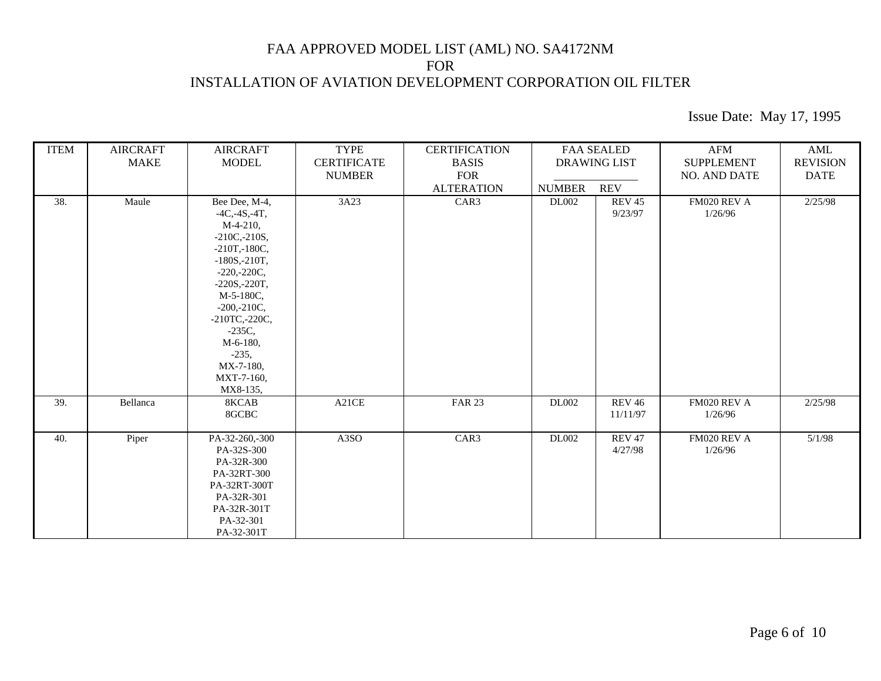# FAA APPROVED MODEL LIST (AML) NO. SA4172NM
# FOR
# INSTALLATION OF AVIATION DEVELOPMENT CORPORATION OIL FILTER

Issue Date: May 17, 1995

| ITEM | AIRCRAFT MAKE | AIRCRAFT MODEL | TYPE CERTIFICATE NUMBER | CERTIFICATION BASIS FOR ALTERATION | FAA SEALED DRAWING LIST | | AFM SUPPLEMENT NO. AND DATE | AML REVISION DATE |
|---|---|---|---|---|---|---|---|---|
| | | | | | NUMBER | REV | | |
| 38. | Maule | Bee Dee, M-4, -4C,-4S,-4T, M-4-210, -210C,-210S, -210T,-180C, -180S,-210T, -220,-220C, -220S,-220T, M-5-180C, -200,-210C, -210TC,-220C, -235C, M-6-180, -235, MX-7-180, MXT-7-160, MX8-135, | 3A23 | CAR3 | DL002 | REV 45 9/23/97 | FM020 REV A 1/26/96 | 2/25/98 |
| 39. | Bellanca | 8KCAB 8GCBC | A21CE | FAR 23 | DL002 | REV 46 11/11/97 | FM020 REV A 1/26/96 | 2/25/98 |
| 40. | Piper | PA-32-260,-300 PA-32S-300 PA-32R-300 PA-32RT-300 PA-32RT-300T PA-32R-301 PA-32R-301T PA-32-301 PA-32-301T | A3SO | CAR3 | DL002 | REV 47 4/27/98 | FM020 REV A 1/26/96 | 5/1/98 |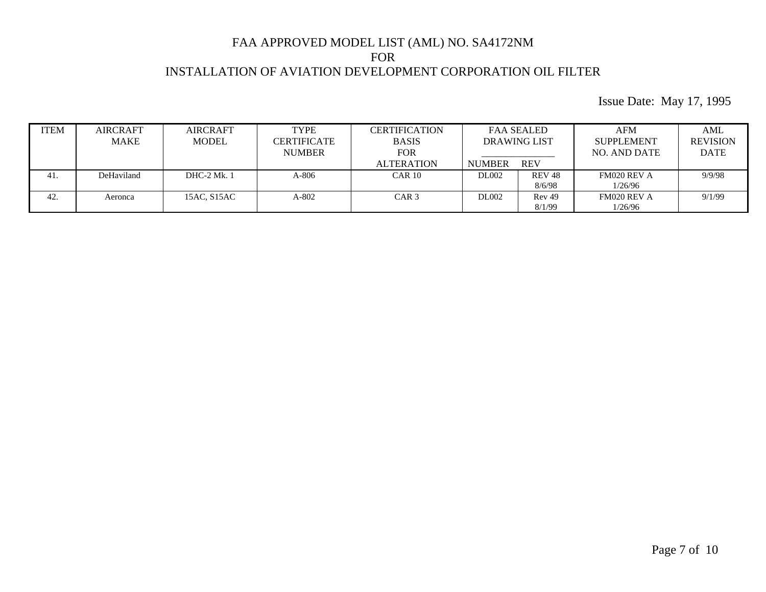FAA APPROVED MODEL LIST (AML) NO. SA4172NM
FOR
INSTALLATION OF AVIATION DEVELOPMENT CORPORATION OIL FILTER

Issue Date: May 17, 1995

| ITEM | AIRCRAFT MAKE | AIRCRAFT MODEL | TYPE CERTIFICATE NUMBER | CERTIFICATION BASIS FOR ALTERATION | FAA SEALED DRAWING LIST | | AFM SUPPLEMENT NO. AND DATE | AML REVISION DATE |
|---|---|---|---|---|---|---|---|---|
| | | | | | NUMBER | REV | | |
| 41. | DeHaviland | DHC-2 Mk. 1 | A-806 | CAR 10 | DL002 | REV 48 8/6/98 | FM020 REV A 1/26/96 | 9/9/98 |
| 42. | Aeronca | 15AC, S15AC | A-802 | CAR 3 | DL002 | Rev 49 8/1/99 | FM020 REV A 1/26/96 | 9/1/99 |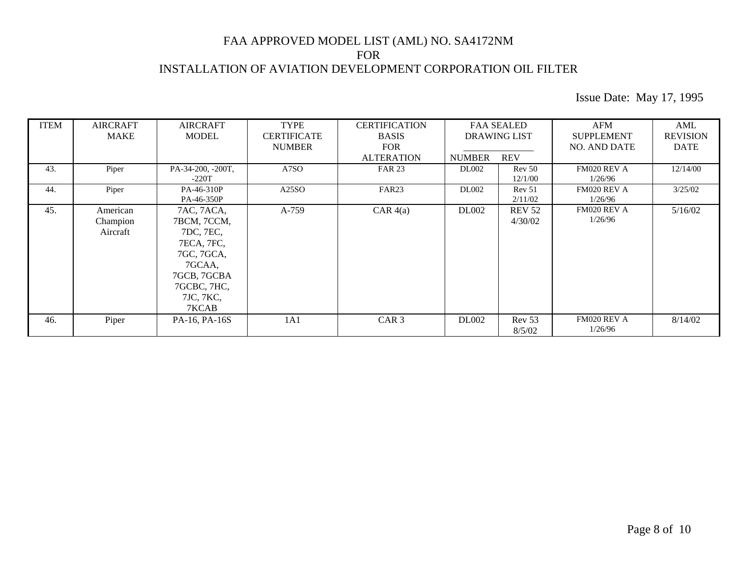FAA APPROVED MODEL LIST (AML) NO. SA4172NM
FOR
INSTALLATION OF AVIATION DEVELOPMENT CORPORATION OIL FILTER

Issue Date: May 17, 1995

| ITEM | AIRCRAFT MAKE | AIRCRAFT MODEL | TYPE CERTIFICATE NUMBER | CERTIFICATION BASIS FOR ALTERATION | FAA SEALED DRAWING LIST | | AFM SUPPLEMENT NO. AND DATE | AML REVISION DATE |
|---|---|---|---|---|---|---|---|---|
| | | | | | NUMBER | REV | | |
| 43. | Piper | PA-34-200, -200T, -220T | A7SO | FAR 23 | DL002 | Rev 50 12/1/00 | FM020 REV A 1/26/96 | 12/14/00 |
| 44. | Piper | PA-46-310P PA-46-350P | A25SO | FAR23 | DL002 | Rev 51 2/11/02 | FM020 REV A 1/26/96 | 3/25/02 |
| 45. | American Champion Aircraft | 7AC, 7ACA, 7BCM, 7CCM, 7DC, 7EC, 7ECA, 7FC, 7GC, 7GCA, 7GCAA, 7GCB, 7GCBA 7GCBC, 7HC, 7JC, 7KC, 7KCAB | A-759 | CAR 4(a) | DL002 | REV 52 4/30/02 | FM020 REV A 1/26/96 | 5/16/02 |
| 46. | Piper | PA-16, PA-16S | 1A1 | CAR 3 | DL002 | Rev 53 8/5/02 | FM020 REV A 1/26/96 | 8/14/02 |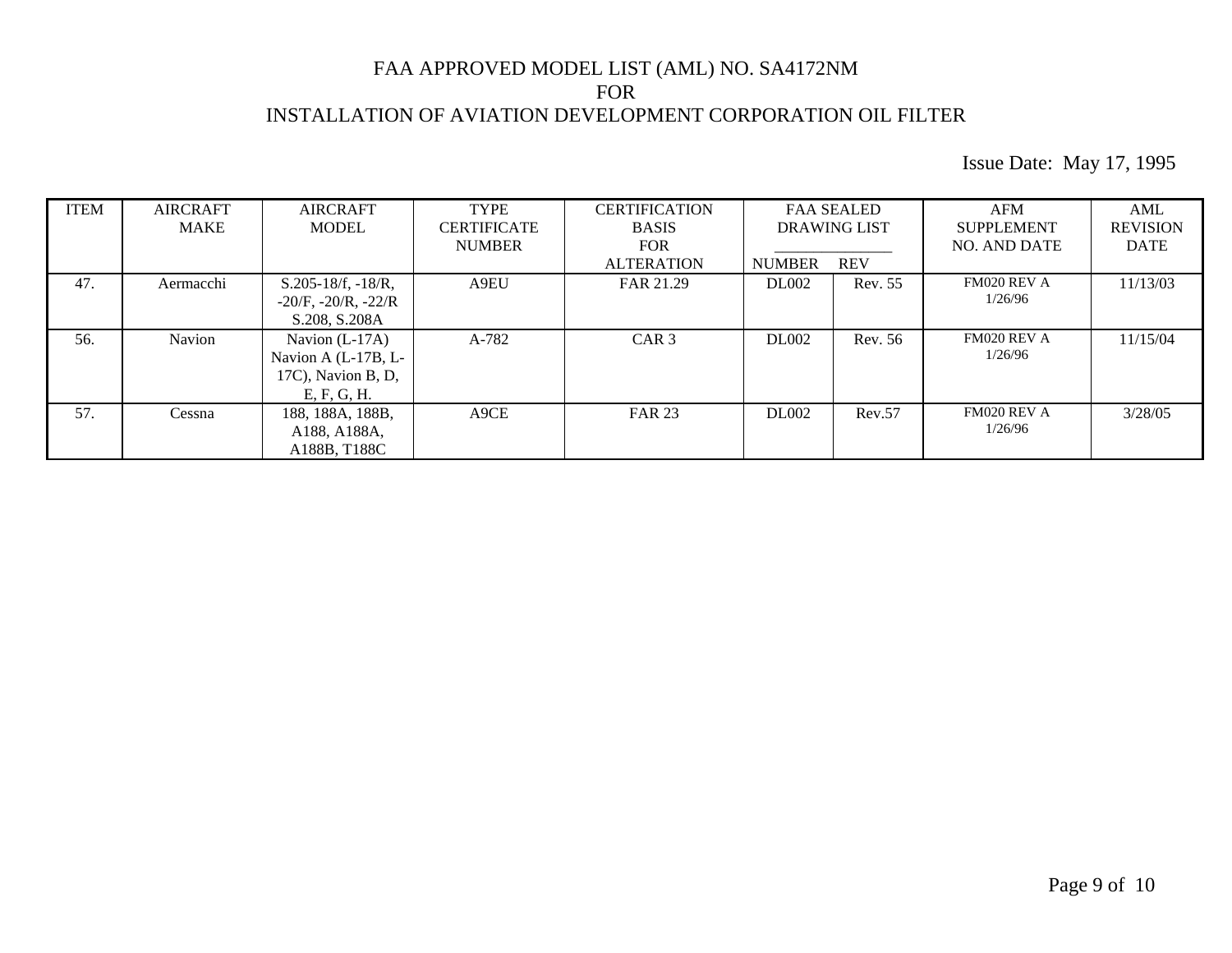# FAA APPROVED MODEL LIST (AML) NO. SA4172NM
## FOR
## INSTALLATION OF AVIATION DEVELOPMENT CORPORATION OIL FILTER

Issue Date: May 17, 1995

| ITEM | AIRCRAFT MAKE | AIRCRAFT MODEL | TYPE CERTIFICATE NUMBER | CERTIFICATION BASIS FOR ALTERATION | FAA SEALED DRAWING LIST | | AFM SUPPLEMENT NO. AND DATE | AML REVISION DATE |
|---|---|---|---|---|---|---|---|---|
| | | | | | NUMBER | REV | | |
| 47. | Aermacchi | S.205-18/f, -18/R, -20/F, -20/R, -22/R S.208, S.208A | A9EU | FAR 21.29 | DL002 | Rev. 55 | FM020 REV A 1/26/96 | 11/13/03 |
| 56. | Navion | Navion (L-17A) Navion A (L-17B, L-17C), Navion B, D, E, F, G, H. | A-782 | CAR 3 | DL002 | Rev. 56 | FM020 REV A 1/26/96 | 11/15/04 |
| 57. | Cessna | 188, 188A, 188B, A188, A188A, A188B, T188C | A9CE | FAR 23 | DL002 | Rev.57 | FM020 REV A 1/26/96 | 3/28/05 |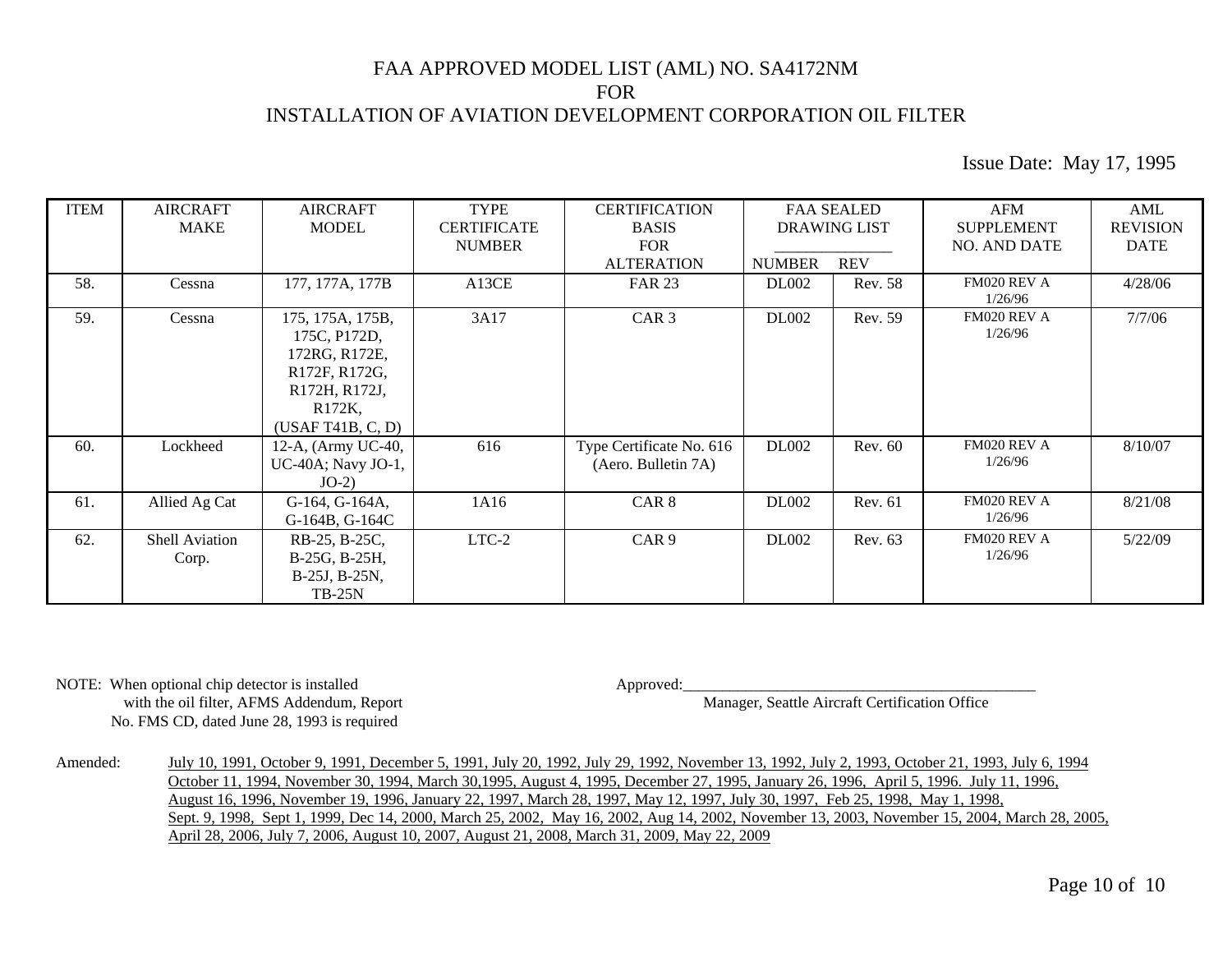# FAA APPROVED MODEL LIST (AML) NO. SA4172NM
# FOR
# INSTALLATION OF AVIATION DEVELOPMENT CORPORATION OIL FILTER

Issue Date: May 17, 1995

| ITEM | AIRCRAFT MAKE | AIRCRAFT MODEL | TYPE CERTIFICATE NUMBER | CERTIFICATION BASIS FOR ALTERATION | FAA SEALED DRAWING LIST | | AFM SUPPLEMENT NO. AND DATE | AML REVISION DATE |
|---|---|---|---|---|---|---|---|---|
| | | | | | NUMBER | REV | | |
| 58. | Cessna | 177, 177A, 177B | A13CE | FAR 23 | DL002 | Rev. 58 | FM020 REV A 1/26/96 | 4/28/06 |
| 59. | Cessna | 175, 175A, 175B, 175C, P172D, 172RG, R172E, R172F, R172G, R172H, R172J, R172K, (USAF T41B, C, D) | 3A17 | CAR 3 | DL002 | Rev. 59 | FM020 REV A 1/26/96 | 7/7/06 |
| 60. | Lockheed | 12-A, (Army UC-40, UC-40A; Navy JO-1, JO-2) | 616 | Type Certificate No. 616 (Aero. Bulletin 7A) | DL002 | Rev. 60 | FM020 REV A 1/26/96 | 8/10/07 |
| 61. | Allied Ag Cat | G-164, G-164A, G-164B, G-164C | 1A16 | CAR 8 | DL002 | Rev. 61 | FM020 REV A 1/26/96 | 8/21/08 |
| 62. | Shell Aviation Corp. | RB-25, B-25C, B-25G, B-25H, B-25J, B-25N, TB-25N | LTC-2 | CAR 9 | DL002 | Rev. 63 | FM020 REV A 1/26/96 | 5/22/09 |

NOTE: When optional chip detector is installed with the oil filter, AFMS Addendum, Report No. FMS CD, dated June 28, 1993 is required

Approved:_______________________________________________
Manager, Seattle Aircraft Certification Office

Amended: July 10, 1991, October 9, 1991, December 5, 1991, July 20, 1992, July 29, 1992, November 13, 1992, July 2, 1993, October 21, 1993, July 6, 1994 October 11, 1994, November 30, 1994, March 30,1995, August 4, 1995, December 27, 1995, January 26, 1996, April 5, 1996. July 11, 1996, August 16, 1996, November 19, 1996, January 22, 1997, March 28, 1997, May 12, 1997, July 30, 1997, Feb 25, 1998, May 1, 1998, Sept. 9, 1998, Sept 1, 1999, Dec 14, 2000, March 25, 2002, May 16, 2002, Aug 14, 2002, November 13, 2003, November 15, 2004, March 28, 2005, April 28, 2006, July 7, 2006, August 10, 2007, August 21, 2008, March 31, 2009, May 22, 2009